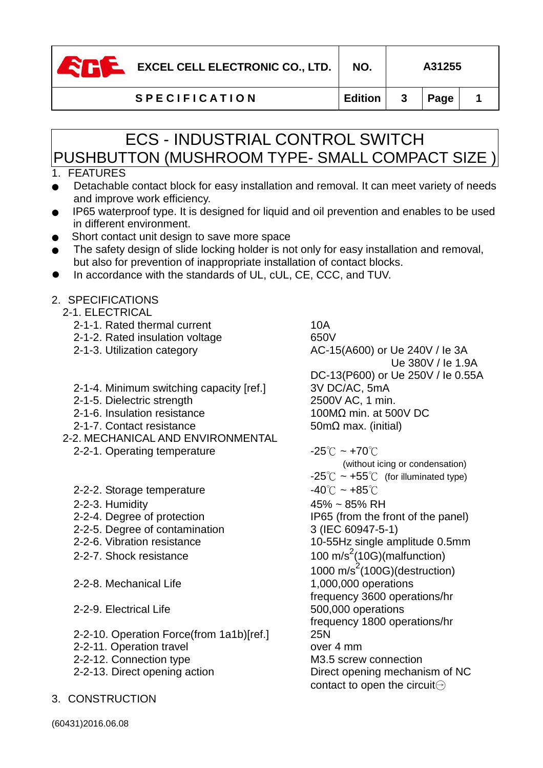| EXCEL CELL ELECTRONIC CO., LTD. | NO. | A31255 | |
|---|---|---|---|
| SPECIFICATION | Edition | 3 | Page 1 |

# ECS - INDUSTRIAL CONTROL SWITCH PUSHBUTTON (MUSHROOM TYPE- SMALL COMPACT SIZE )

## 1. FEATURES

- Detachable contact block for easy installation and removal. It can meet variety of needs and improve work efficiency.
- IP65 waterproof type. It is designed for liquid and oil prevention and enables to be used in different environment.
- Short contact unit design to save more space
- The safety design of slide locking holder is not only for easy installation and removal, but also for prevention of inappropriate installation of contact blocks.
- In accordance with the standards of UL, cUL, CE, CCC, and TUV.

## 2. SPECIFICATIONS

### 2-1. ELECTRICAL

| Item | Specification |
|---|---|
| 2-1-1. Rated thermal current | 10A |
| 2-1-2. Rated insulation voltage | 650V |
| 2-1-3. Utilization category | AC-15(A600) or Ue 240V / Ie 3A<br>Ue 380V / Ie 1.9A<br>DC-13(P600) or Ue 250V / Ie 0.55A |
| 2-1-4. Minimum switching capacity [ref.] | 3V DC/AC, 5mA |
| 2-1-5. Dielectric strength | 2500V AC, 1 min. |
| 2-1-6. Insulation resistance | 100MΩ min. at 500V DC |
| 2-1-7. Contact resistance | 50mΩ max. (initial) |

### 2-2. MECHANICAL AND ENVIRONMENTAL

| Item | Specification |
|---|---|
| 2-2-1. Operating temperature | -25℃ ~ +70℃<br>(without icing or condensation)<br>-25℃ ~ +55℃ (for illuminated type) |
| 2-2-2. Storage temperature | -40℃ ~ +85℃ |
| 2-2-3. Humidity | 45% ~ 85% RH |
| 2-2-4. Degree of protection | IP65 (from the front of the panel) |
| 2-2-5. Degree of contamination | 3 (IEC 60947-5-1) |
| 2-2-6. Vibration resistance | 10-55Hz single amplitude 0.5mm |
| 2-2-7. Shock resistance | 100 $m/s^2$(10G)(malfunction)<br>1000 $m/s^2$(100G)(destruction) |
| 2-2-8. Mechanical Life | 1,000,000 operations<br>frequency 3600 operations/hr |
| 2-2-9. Electrical Life | 500,000 operations<br>frequency 1800 operations/hr |
| 2-2-10. Operation Force(from 1a1b)[ref.] | 25N |
| 2-2-11. Operation travel | over 4 mm |
| 2-2-12. Connection type | M3.5 screw connection |
| 2-2-13. Direct opening action | Direct opening mechanism of NC contact to open the circuit⊝ |

## 3. CONSTRUCTION

(60431)2016.06.08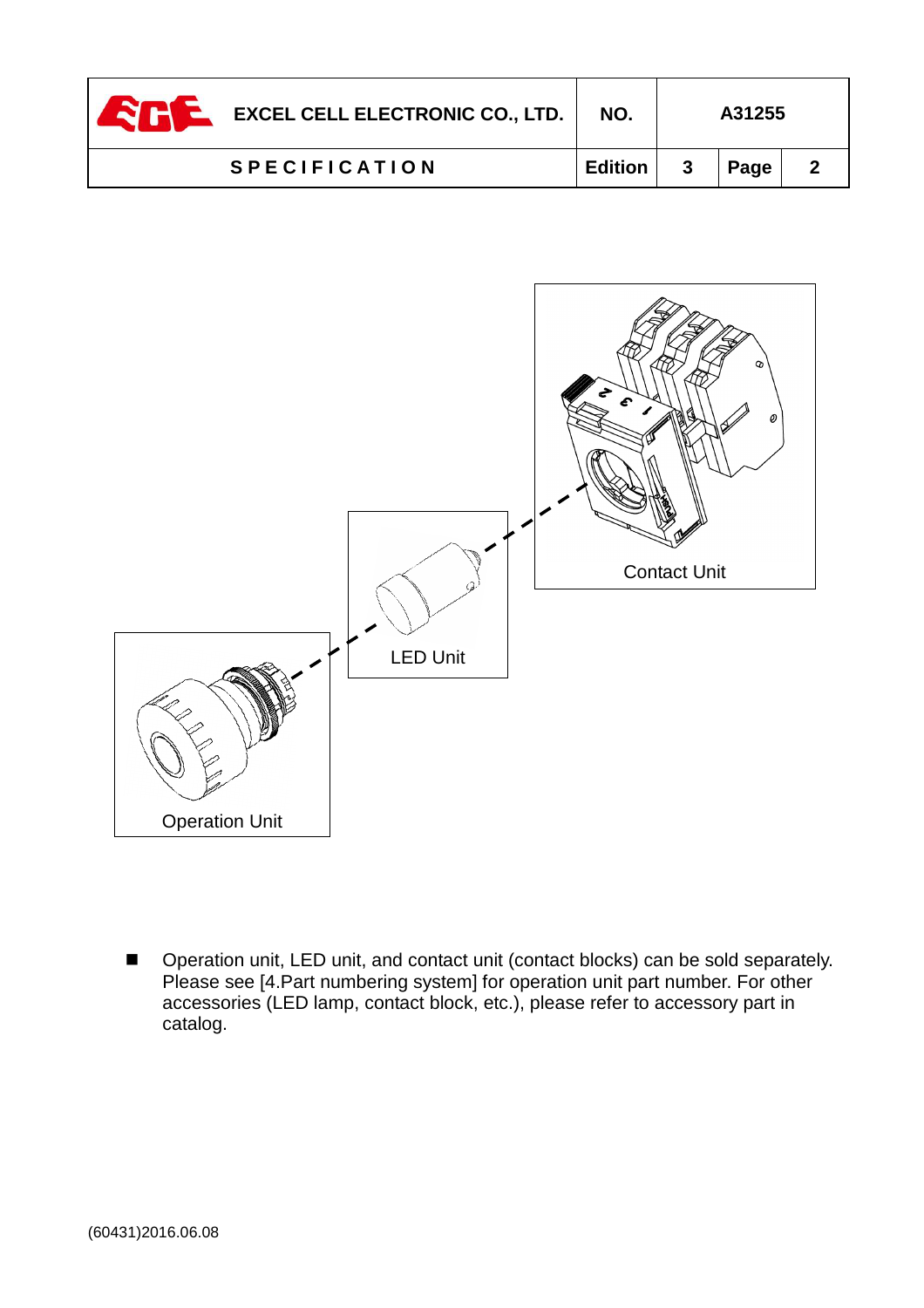Contact Unit

LED Unit

Operation Unit

- Operation unit, LED unit, and contact unit (contact blocks) can be sold separately. Please see [4.Part numbering system] for operation unit part number. For other accessories (LED lamp, contact block, etc.), please refer to accessory part in catalog.

(60431)2016.06.08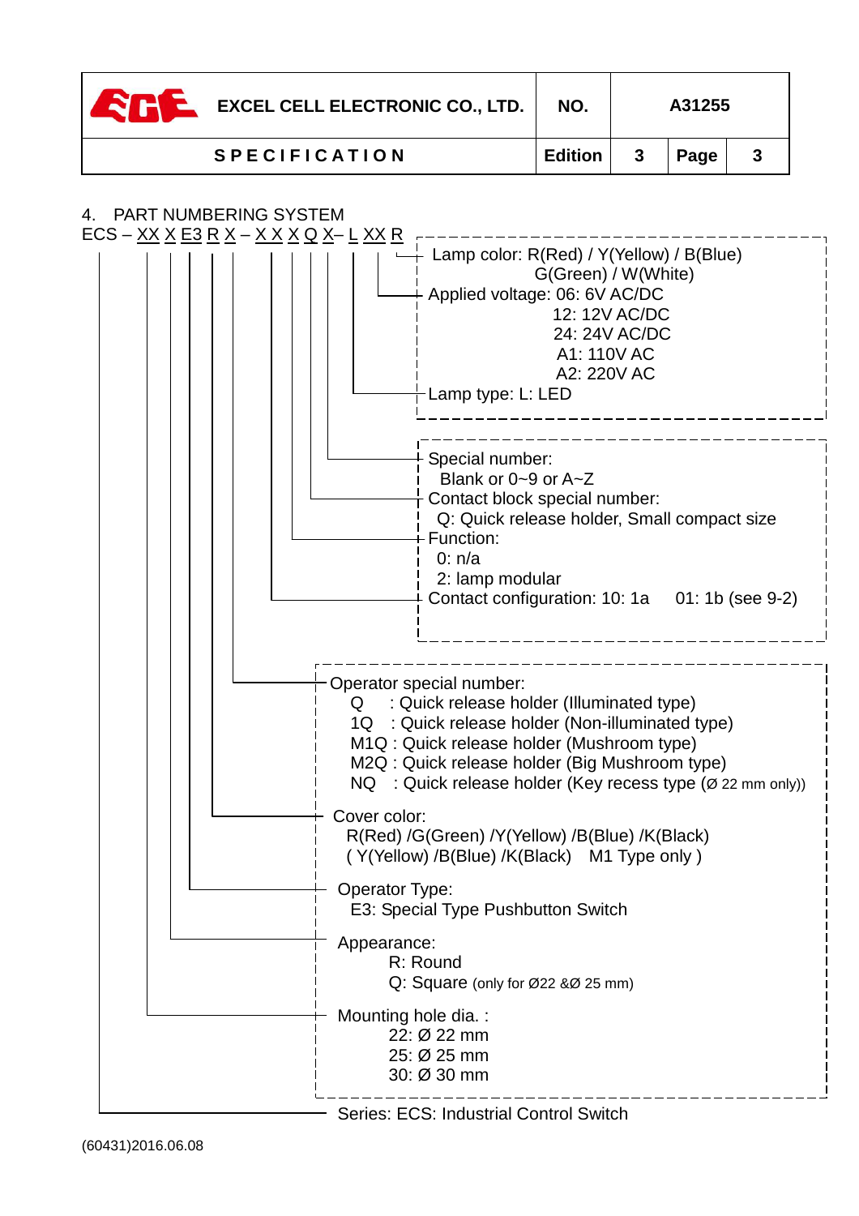| EXCEL CELL ELECTRONIC CO., LTD. | NO. | A31255 | |
|---|---|---|---|
| SPECIFICATION | Edition | 3 | Page 3 |

4. PART NUMBERING SYSTEM

ECS – XX X E3 R X – X X X Q X– L XX R

- Lamp color: R(Red) / Y(Yellow) / B(Blue) / G(Green) / W(White)
- Applied voltage:
  - 06: 6V AC/DC
  - 12: 12V AC/DC
  - 24: 24V AC/DC
  - A1: 110V AC
  - A2: 220V AC
- Lamp type: L: LED

- Special number:
  - Blank or 0~9 or A~Z
- Contact block special number:
  - Q: Quick release holder, Small compact size
- Function:
  - 0: n/a
  - 2: lamp modular
- Contact configuration: 10: 1a 01: 1b (see 9-2)

- Operator special number:
  - Q : Quick release holder (Illuminated type)
  - 1Q : Quick release holder (Non-illuminated type)
  - M1Q : Quick release holder (Mushroom type)
  - M2Q : Quick release holder (Big Mushroom type)
  - NQ : Quick release holder (Key recess type (Ø 22 mm only))
- Cover color:
  - R(Red) /G(Green) /Y(Yellow) /B(Blue) /K(Black)
  - ( Y(Yellow) /B(Blue) /K(Black) M1 Type only )
- Operator Type:
  - E3: Special Type Pushbutton Switch
- Appearance:
  - R: Round
  - Q: Square (only for Ø22 &Ø 25 mm)
- Mounting hole dia. :
  - 22: Ø 22 mm
  - 25: Ø 25 mm
  - 30: Ø 30 mm

- Series: ECS: Industrial Control Switch

(60431)2016.06.08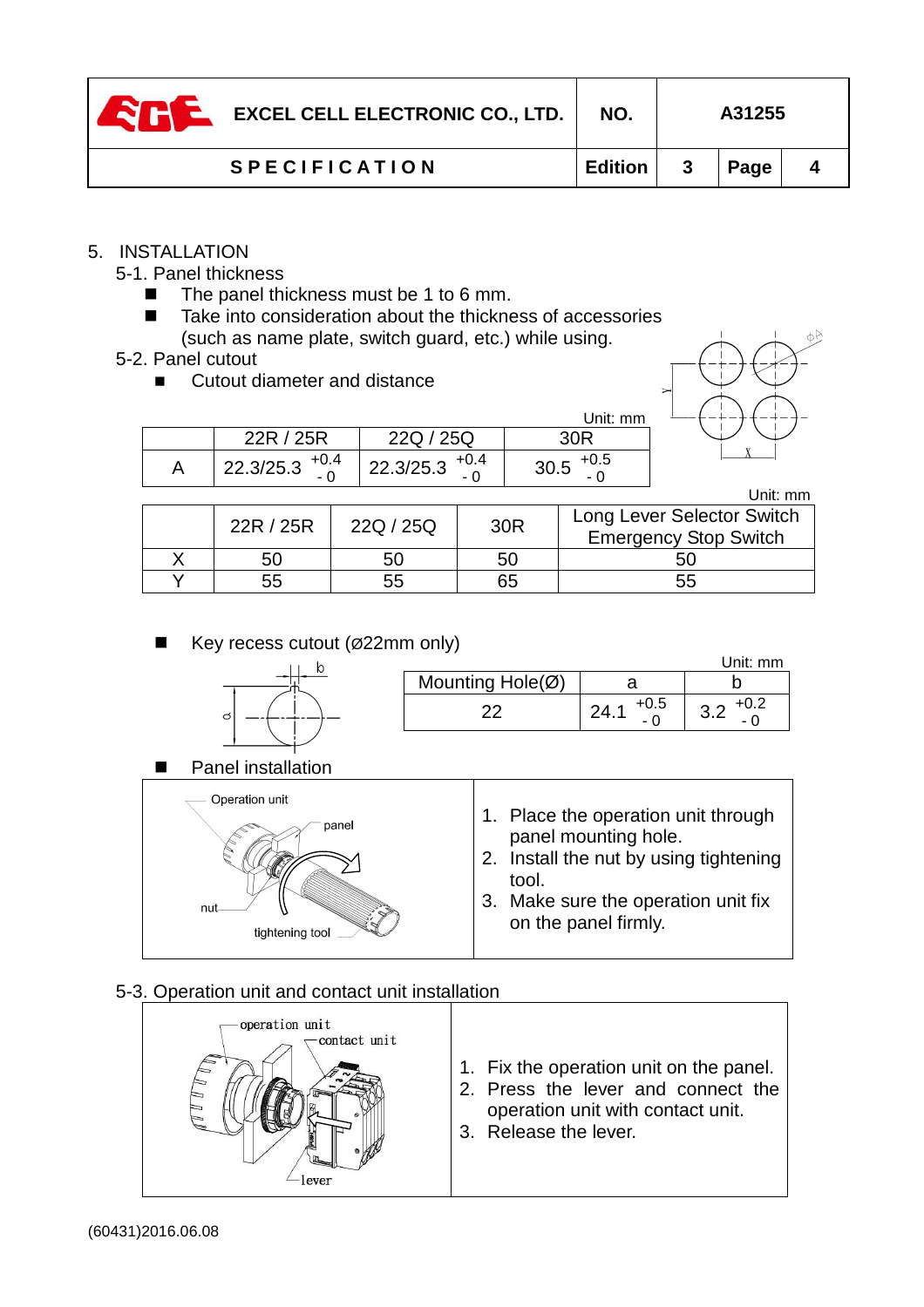## 5. INSTALLATION

### 5-1. Panel thickness

- The panel thickness must be 1 to 6 mm.
- Take into consideration about the thickness of accessories (such as name plate, switch guard, etc.) while using.

### 5-2. Panel cutout

- Cutout diameter and distance

Unit: mm

| | 22R / 25R | 22Q / 25Q | 30R |
|---|---|---|---|
| A | 22.3/25.3 $^{+0.4}_{-0}$ | 22.3/25.3 $^{+0.4}_{-0}$ | 30.5 $^{+0.5}_{-0}$ |

Unit: mm

| | 22R / 25R | 22Q / 25Q | 30R | Long Lever Selector Switch Emergency Stop Switch |
|---|---|---|---|---|
| X | 50 | 50 | 50 | 50 |
| Y | 55 | 55 | 65 | 55 |

- Key recess cutout (ø22mm only)

Unit: mm

| Mounting Hole(Ø) | a | b |
|---|---|---|
| 22 | 24.1 $^{+0.5}_{-0}$ | 3.2 $^{+0.2}_{-0}$ |

- Panel installation

Operation unit, panel, nut, tightening tool

1. Place the operation unit through panel mounting hole.
2. Install the nut by using tightening tool.
3. Make sure the operation unit fix on the panel firmly.

### 5-3. Operation unit and contact unit installation

operation unit, contact unit, lever

1. Fix the operation unit on the panel.
2. Press the lever and connect the operation unit with contact unit.
3. Release the lever.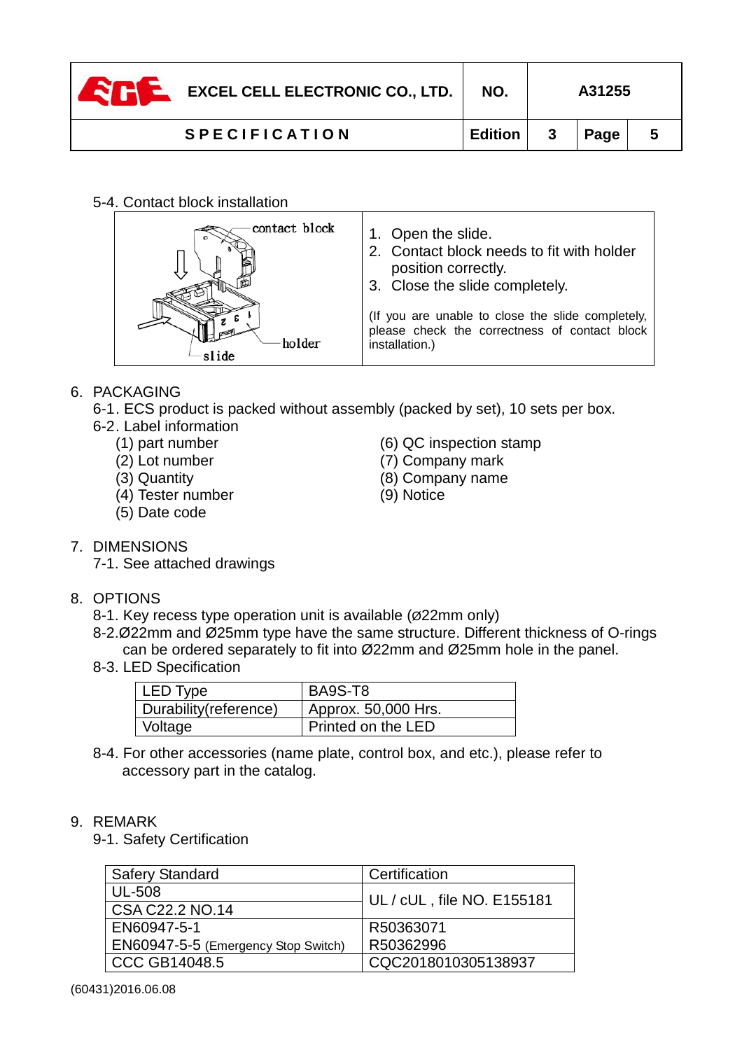5-4. Contact block installation

| | |
|---|---|
| contact block<br>holder<br>slide | 1. Open the slide.<br>2. Contact block needs to fit with holder position correctly.<br>3. Close the slide completely.<br><br>(If you are unable to close the slide completely, please check the correctness of contact block installation.) |

6. PACKAGING
   
   6-1. ECS product is packed without assembly (packed by set), 10 sets per box.
   
   6-2. Label information
   
   (1) part number
   (2) Lot number
   (3) Quantity
   (4) Tester number
   (5) Date code
   (6) QC inspection stamp
   (7) Company mark
   (8) Company name
   (9) Notice

7. DIMENSIONS
   
   7-1. See attached drawings

8. OPTIONS
   
   8-1. Key recess type operation unit is available (ø22mm only)
   
   8-2.Ø22mm and Ø25mm type have the same structure. Different thickness of O-rings can be ordered separately to fit into Ø22mm and Ø25mm hole in the panel.
   
   8-3. LED Specification

| LED Type | BA9S-T8 |
|---|---|
| Durability(reference) | Approx. 50,000 Hrs. |
| Voltage | Printed on the LED |

   8-4. For other accessories (name plate, control box, and etc.), please refer to accessory part in the catalog.

9. REMARK
   
   9-1. Safety Certification

| Safery Standard | Certification |
|---|---|
| UL-508 | UL / cUL , file NO. E155181 |
| CSA C22.2 NO.14 | |
| EN60947-5-1 | R50363071 |
| EN60947-5-5 (Emergency Stop Switch) | R50362996 |
| CCC GB14048.5 | CQC2018010305138937 |

(60431)2016.06.08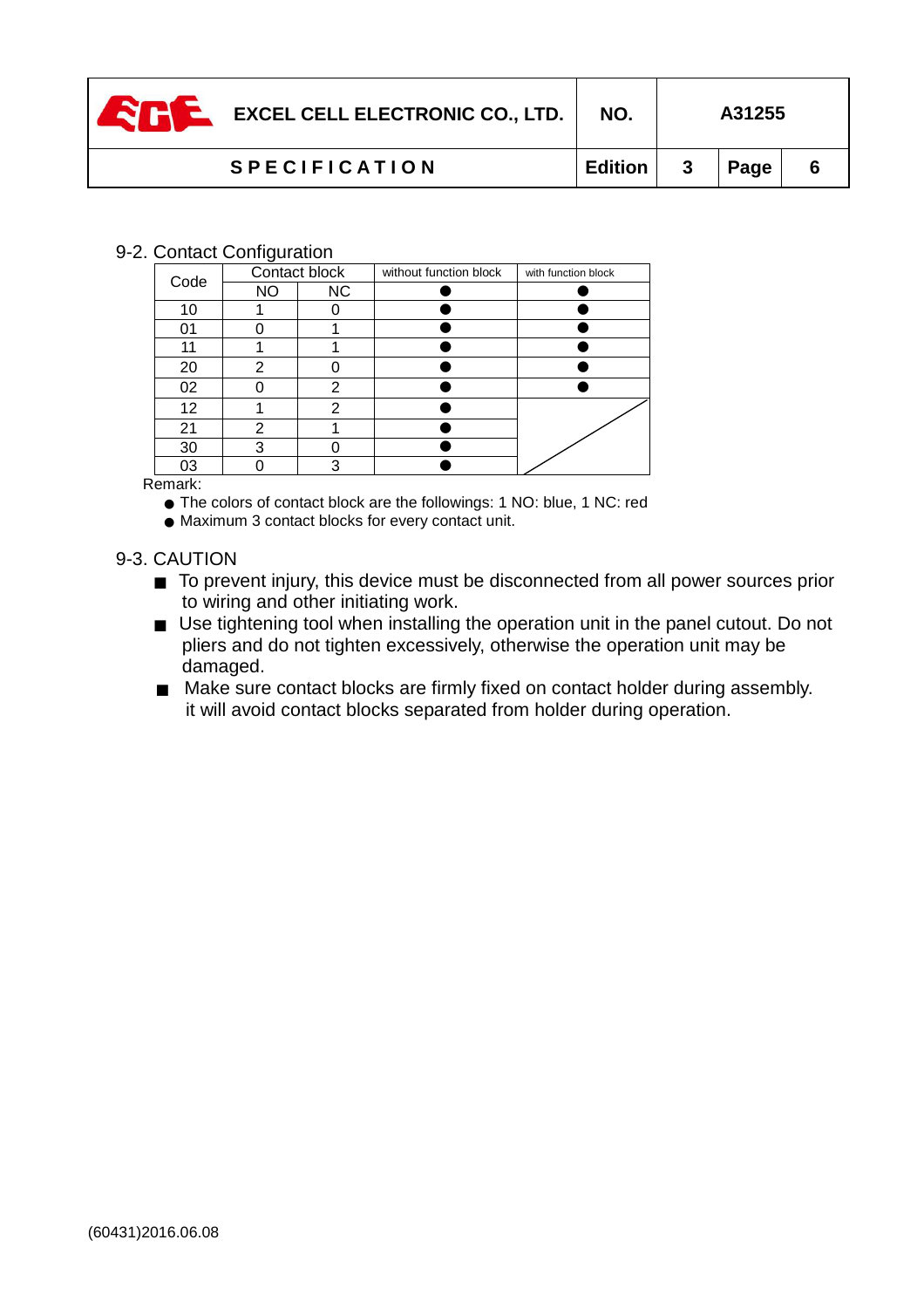9-2. Contact Configuration

| Code | Contact block | | without function block | with function block |
|---|---|---|---|---|
| | NO | NC | ● | ● |
| 10 | 1 | 0 | ● | ● |
| 01 | 0 | 1 | ● | ● |
| 11 | 1 | 1 | ● | ● |
| 20 | 2 | 0 | ● | ● |
| 02 | 0 | 2 | ● | ● |
| 12 | 1 | 2 | ● | |
| 21 | 2 | 1 | ● | |
| 30 | 3 | 0 | ● | |
| 03 | 0 | 3 | ● | |

Remark:

- The colors of contact block are the followings: 1 NO: blue, 1 NC: red
- Maximum 3 contact blocks for every contact unit.

9-3. CAUTION

- To prevent injury, this device must be disconnected from all power sources prior to wiring and other initiating work.
- Use tightening tool when installing the operation unit in the panel cutout. Do not pliers and do not tighten excessively, otherwise the operation unit may be damaged.
- Make sure contact blocks are firmly fixed on contact holder during assembly. it will avoid contact blocks separated from holder during operation.

(60431)2016.06.08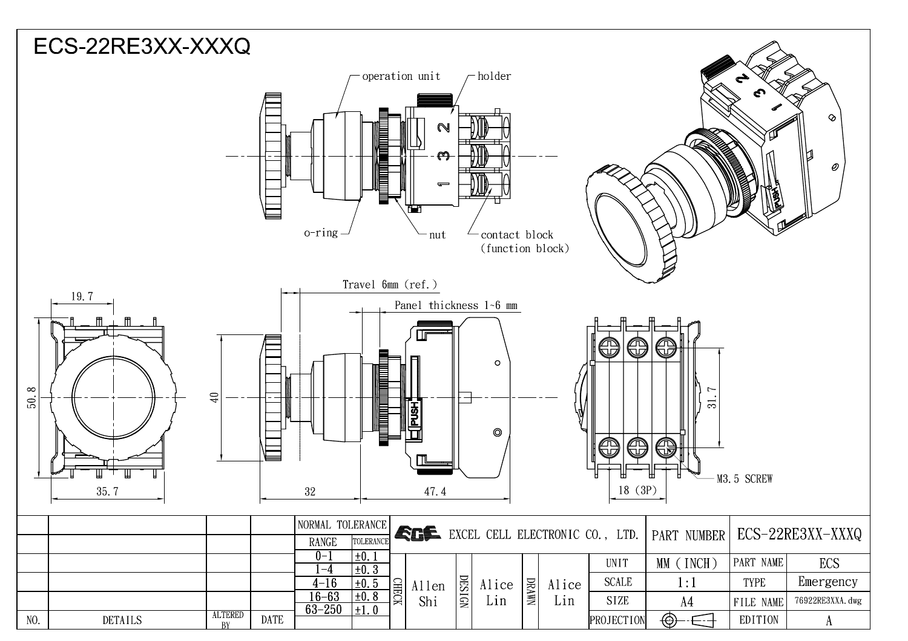# ECS-22RE3XX-XXXQ

operation unit

holder

o-ring

nut

contact block (function block)

Travel 6mm (ref.)

Panel thickness 1~6 mm

19.7

50.8

35.7

40

32

47.4

31.7

18 (3P)

M3.5 SCREW

| NO. | DETAILS | ALTERED BY | DATE |
|---|---|---|---|
| | | | |
| | | | |
| | | | |
| | | | |
| | | | |

| NORMAL TOLERANCE | |
|---|---|
| RANGE | TOLERANCE |
| 0-1 | ±0.1 |
| 1-4 | ±0.3 |
| 4-16 | ±0.5 |
| 16-63 | ±0.8 |
| 63-250 | ±1.0 |

EXCEL CELL ELECTRONIC CO., LTD.

| CHECK | DESIGN | DRAWN |
|---|---|---|
| Allen Shi | Alice Lin | Alice Lin |

| | | | |
|---|---|---|---|
| PART NUMBER | ECS-22RE3XX-XXXQ | | |
| UNIT | MM (INCH) | PART NAME | ECS |
| SCALE | 1:1 | TYPE | Emergency |
| SIZE | A4 | FILE NAME | 76922RE3XXA.dwg |
| PROJECTION | | EDITION | A |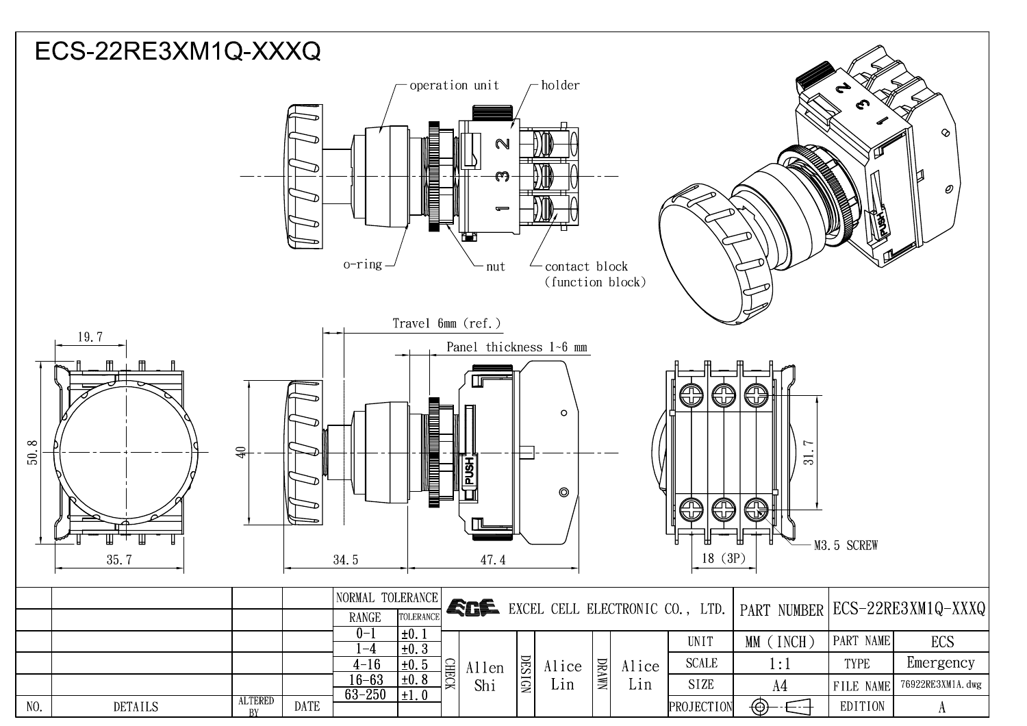# ECS-22RE3XM1Q-XXXQ

operation unit

holder

o-ring

nut

contact block
(function block)

Travel 6mm (ref.)

Panel thickness 1~6 mm

19.7

50.8

35.7

40

34.5

47.4

31.7

18 (3P)

M3.5 SCREW

| | | | | NORMAL TOLERANCE | | EXCEL CELL ELECTRONIC CO., LTD. | | | | | | | PART NUMBER | ECS-22RE3XM1Q-XXXQ | |
|---|---|---|---|---|---|---|---|---|---|---|---|---|---|---|---|
| | | | | RANGE | TOLERANCE | | | | | | | | | | |
| | | | | 0-1 | ±0.1 | CHECK | Allen Shi | DESIGN | Alice Lin | DRAWN | Alice Lin | UNIT | MM (INCH) | PART NAME | ECS |
| | | | | 1-4 | ±0.3 | | | | | | | SCALE | 1:1 | TYPE | Emergency |
| | | | | 4-16 | ±0.5 | | | | | | | | | | |
| | | | | 16-63 | ±0.8 | | | | | | | SIZE | A4 | FILE NAME | 76922RE3XM1A.dwg |
| NO. | DETAILS | ALTERED BY | DATE | 63-250 | ±1.0 | | | | | | | PROJECTION | | EDITION | A |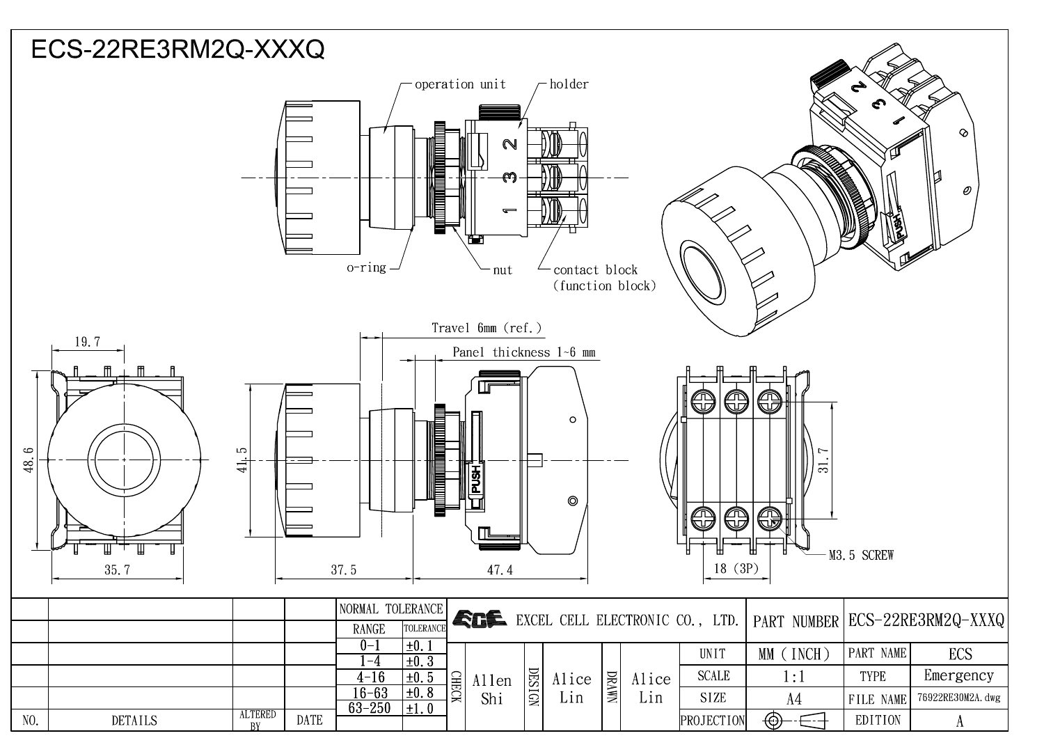# ECS-22RE3RM2Q-XXXQ

operation unit

holder

o-ring

nut

contact block
(function block)

Travel 6mm (ref.)

Panel thickness 1~6 mm

19.7

48.6

35.7

41.5

37.5

47.4

31.7

18 (3P)

M3.5 SCREW

| | | | | NORMAL TOLERANCE | | | | | | | | | | | |
|---|---|---|---|---|---|---|---|---|---|---|---|---|---|---|---|
| | | | | RANGE | TOLERANCE | EXCEL CELL ELECTRONIC CO., LTD. | | | | | | PART NUMBER | ECS-22RE3RM2Q-XXXQ | | |
| | | | | 0-1 | ±0.1 | CHECK | Allen Shi | DESIGN | Alice Lin | DRAWN | Alice Lin | UNIT | MM (INCH) | PART NAME | ECS |
| | | | | 1-4 | ±0.3 | | | | | | | SCALE | 1:1 | TYPE | Emergency |
| | | | | 4-16 | ±0.5 | | | | | | | SIZE | A4 | FILE NAME | 76922RE30M2A.dwg |
| | | | | 16-63 | ±0.8 | | | | | | | PROJECTION | | EDITION | A |
| NO. | DETAILS | ALTERED BY | DATE | 63-250 | ±1.0 | | | | | | | | | | |